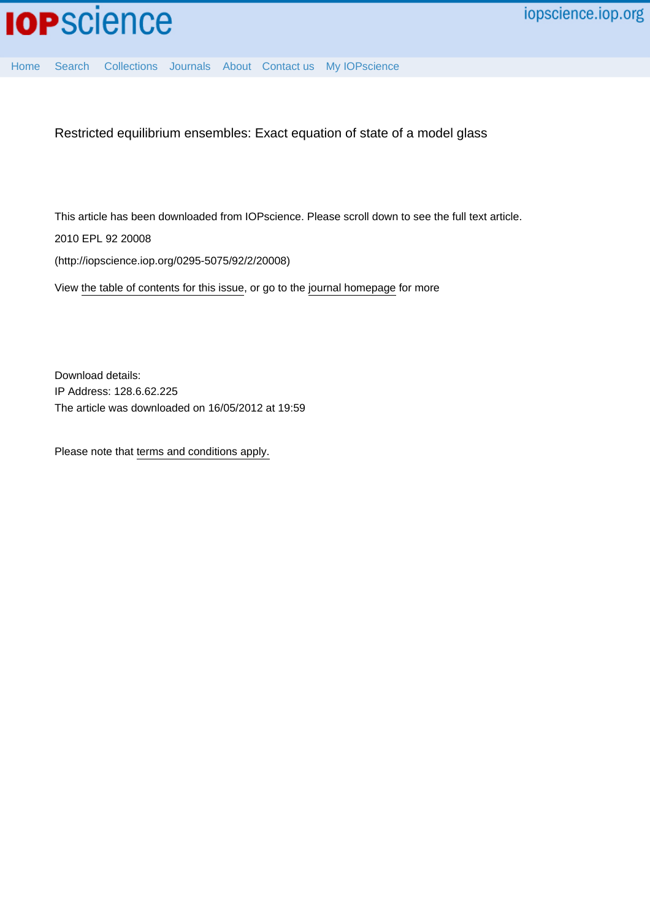# Restricted equilibrium ensembles: Exact equation of state of a model glass

This article has been downloaded from IOPscience. Please scroll down to see the full text article.

2010 EPL 92 20008

(http://iopscience.iop.org/0295-5075/92/2/20008)

View the table of contents for this issue, or go to the journal homepage for more

Download details:
IP Address: 128.6.62.225
The article was downloaded on 16/05/2012 at 19:59

Please note that terms and conditions apply.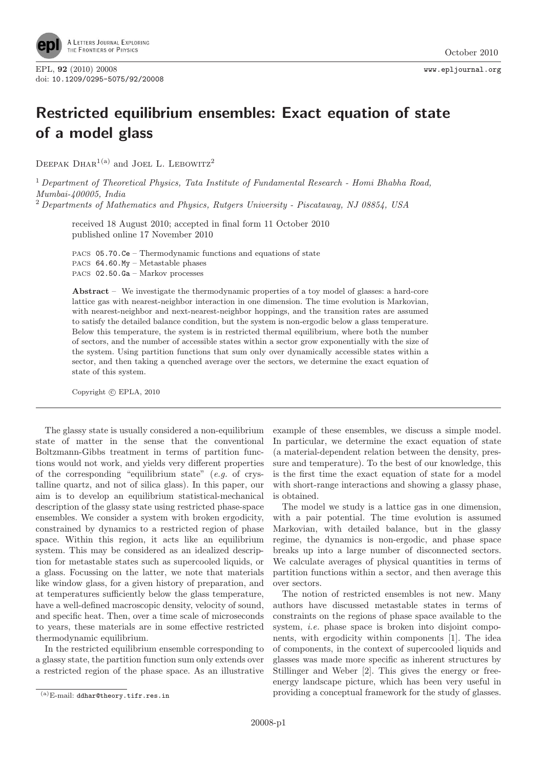# Restricted equilibrium ensembles: Exact equation of state of a model glass

Deepak Dhar[1(a)] and Joel L. Lebowitz[2]

[1] *Department of Theoretical Physics, Tata Institute of Fundamental Research - Homi Bhabha Road, Mumbai-400005, India*

[2] *Departments of Mathematics and Physics, Rutgers University - Piscataway, NJ 08854, USA*

received 18 August 2010; accepted in final form 11 October 2010
published online 17 November 2010

PACS 05.70.Ce – Thermodynamic functions and equations of state
PACS 64.60.My – Metastable phases
PACS 02.50.Ga – Markov processes

**Abstract** – We investigate the thermodynamic properties of a toy model of glasses: a hard-core lattice gas with nearest-neighbor interaction in one dimension. The time evolution is Markovian, with nearest-neighbor and next-nearest-neighbor hoppings, and the transition rates are assumed to satisfy the detailed balance condition, but the system is non-ergodic below a glass temperature. Below this temperature, the system is in restricted thermal equilibrium, where both the number of sectors, and the number of accessible states within a sector grow exponentially with the size of the system. Using partition functions that sum only over dynamically accessible states within a sector, and then taking a quenched average over the sectors, we determine the exact equation of state of this system.

Copyright © EPLA, 2010

The glassy state is usually considered a non-equilibrium state of matter in the sense that the conventional Boltzmann-Gibbs treatment in terms of partition functions would not work, and yields very different properties of the corresponding "equilibrium state" (*e.g.* of crystalline quartz, and not of silica glass). In this paper, our aim is to develop an equilibrium statistical-mechanical description of the glassy state using restricted phase-space ensembles. We consider a system with broken ergodicity, constrained by dynamics to a restricted region of phase space. Within this region, it acts like an equilibrium system. This may be considered as an idealized description for metastable states such as supercooled liquids, or a glass. Focussing on the latter, we note that materials like window glass, for a given history of preparation, and at temperatures sufficiently below the glass temperature, have a well-defined macroscopic density, velocity of sound, and specific heat. Then, over a time scale of microseconds to years, these materials are in some effective restricted thermodynamic equilibrium.

In the restricted equilibrium ensemble corresponding to a glassy state, the partition function sum only extends over a restricted region of the phase space. As an illustrative example of these ensembles, we discuss a simple model. In particular, we determine the exact equation of state (a material-dependent relation between the density, pressure and temperature). To the best of our knowledge, this is the first time the exact equation of state for a model with short-range interactions and showing a glassy phase, is obtained.

The model we study is a lattice gas in one dimension, with a pair potential. The time evolution is assumed Markovian, with detailed balance, but in the glassy regime, the dynamics is non-ergodic, and phase space breaks up into a large number of disconnected sectors. We calculate averages of physical quantities in terms of partition functions within a sector, and then average this over sectors.

The notion of restricted ensembles is not new. Many authors have discussed metastable states in terms of constraints on the regions of phase space available to the system, *i.e.* phase space is broken into disjoint components, with ergodicity within components [1]. The idea of components, in the context of supercooled liquids and glasses was made more specific as inherent structures by Stillinger and Weber [2]. This gives the energy or free-energy landscape picture, which has been very useful in providing a conceptual framework for the study of glasses.

(a) E-mail: ddhar@theory.tifr.res.in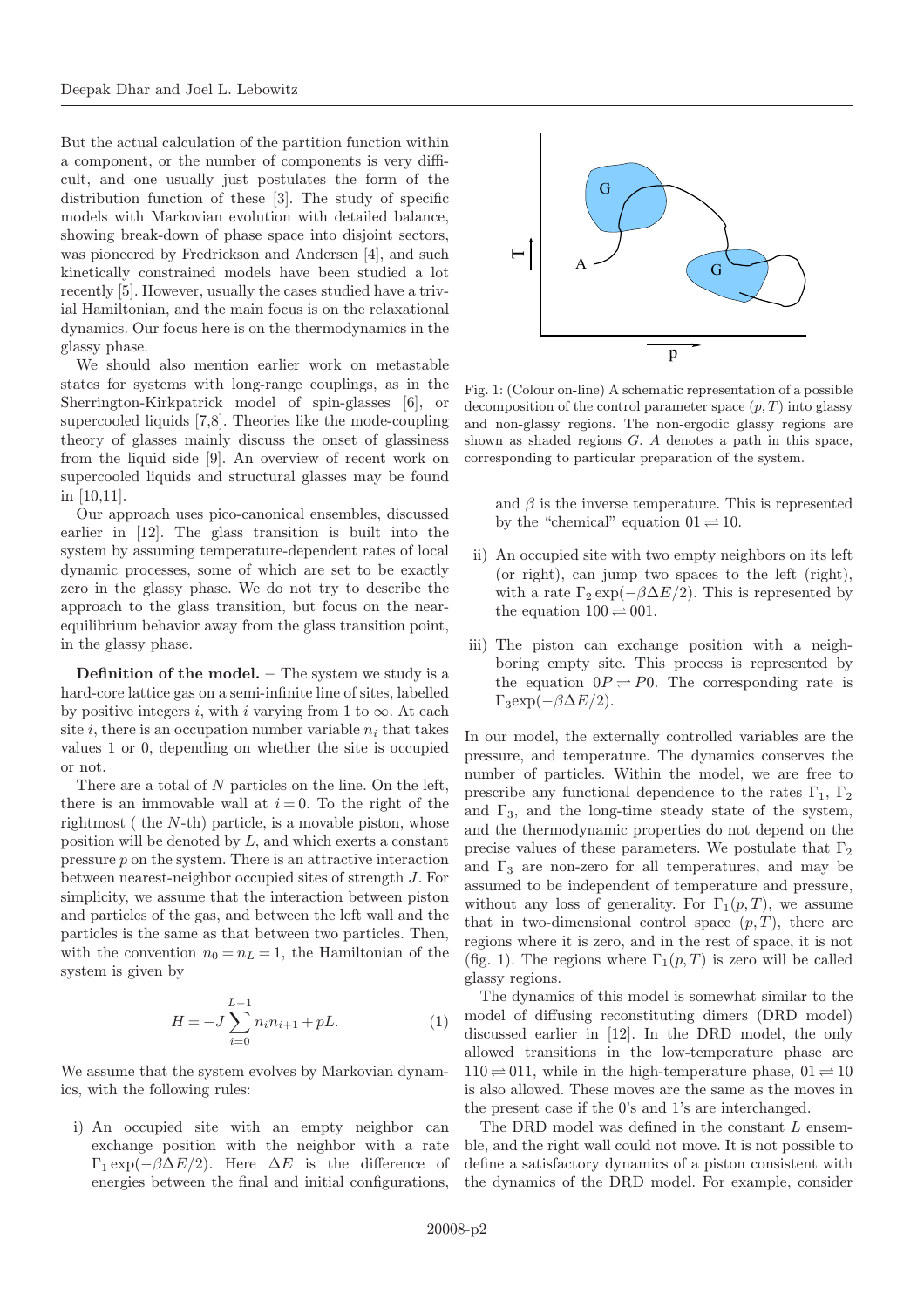But the actual calculation of the partition function within a component, or the number of components is very difficult, and one usually just postulates the form of the distribution function of these [3]. The study of specific models with Markovian evolution with detailed balance, showing break-down of phase space into disjoint sectors, was pioneered by Fredrickson and Andersen [4], and such kinetically constrained models have been studied a lot recently [5]. However, usually the cases studied have a trivial Hamiltonian, and the main focus is on the relaxational dynamics. Our focus here is on the thermodynamics in the glassy phase.

We should also mention earlier work on metastable states for systems with long-range couplings, as in the Sherrington-Kirkpatrick model of spin-glasses [6], or supercooled liquids [7,8]. Theories like the mode-coupling theory of glasses mainly discuss the onset of glassiness from the liquid side [9]. An overview of recent work on supercooled liquids and structural glasses may be found in [10,11].

Our approach uses pico-canonical ensembles, discussed earlier in [12]. The glass transition is built into the system by assuming temperature-dependent rates of local dynamic processes, some of which are set to be exactly zero in the glassy phase. We do not try to describe the approach to the glass transition, but focus on the near-equilibrium behavior away from the glass transition point, in the glassy phase.

Fig. 1: (Colour on-line) A schematic representation of a possible decomposition of the control parameter space $(p, T)$ into glassy and non-glassy regions. The non-ergodic glassy regions are shown as shaded regions $G$. $A$ denotes a path in this space, corresponding to particular preparation of the system.

**Definition of the model.** – The system we study is a hard-core lattice gas on a semi-infinite line of sites, labelled by positive integers $i$, with $i$ varying from 1 to $\infty$. At each site $i$, there is an occupation number variable $n_i$ that takes values 1 or 0, depending on whether the site is occupied or not.

There are a total of $N$ particles on the line. On the left, there is an immovable wall at $i = 0$. To the right of the rightmost ( the $N$-th) particle, is a movable piston, whose position will be denoted by $L$, and which exerts a constant pressure $p$ on the system. There is an attractive interaction between nearest-neighbor occupied sites of strength $J$. For simplicity, we assume that the interaction between piston and particles of the gas, and between the left wall and the particles is the same as that between two particles. Then, with the convention $n_0 = n_L = 1$, the Hamiltonian of the system is given by

$$H = -J \sum_{i=0}^{L-1} n_i n_{i+1} + pL. \tag{1}$$

We assume that the system evolves by Markovian dynamics, with the following rules:

i) An occupied site with an empty neighbor can exchange position with the neighbor with a rate $\Gamma_1 \exp(-\beta \Delta E/2)$. Here $\Delta E$ is the difference of energies between the final and initial configurations, and $\beta$ is the inverse temperature. This is represented by the "chemical" equation $01 \rightleftharpoons 10$.

ii) An occupied site with two empty neighbors on its left (or right), can jump two spaces to the left (right), with a rate $\Gamma_2 \exp(-\beta \Delta E/2)$. This is represented by the equation $100 \rightleftharpoons 001$.

iii) The piston can exchange position with a neighboring empty site. This process is represented by the equation $0P \rightleftharpoons P0$. The corresponding rate is $\Gamma_3 \exp(-\beta \Delta E/2)$.

In our model, the externally controlled variables are the pressure, and temperature. The dynamics conserves the number of particles. Within the model, we are free to prescribe any functional dependence to the rates $\Gamma_1$, $\Gamma_2$ and $\Gamma_3$, and the long-time steady state of the system, and the thermodynamic properties do not depend on the precise values of these parameters. We postulate that $\Gamma_2$ and $\Gamma_3$ are non-zero for all temperatures, and may be assumed to be independent of temperature and pressure, without any loss of generality. For $\Gamma_1(p, T)$, we assume that in two-dimensional control space $(p, T)$, there are regions where it is zero, and in the rest of space, it is not (fig. 1). The regions where $\Gamma_1(p, T)$ is zero will be called glassy regions.

The dynamics of this model is somewhat similar to the model of diffusing reconstituting dimers (DRD model) discussed earlier in [12]. In the DRD model, the only allowed transitions in the low-temperature phase are $110 \rightleftharpoons 011$, while in the high-temperature phase, $01 \rightleftharpoons 10$ is also allowed. These moves are the same as the moves in the present case if the 0's and 1's are interchanged.

The DRD model was defined in the constant $L$ ensemble, and the right wall could not move. It is not possible to define a satisfactory dynamics of a piston consistent with the dynamics of the DRD model. For example, consider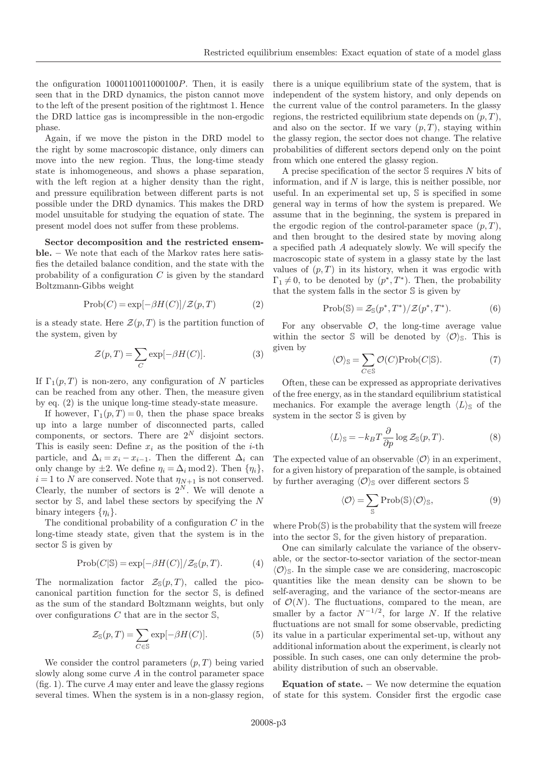the onfiguration 1000110011000100$P$. Then, it is easily seen that in the DRD dynamics, the piston cannot move to the left of the present position of the rightmost 1. Hence the DRD lattice gas is incompressible in the non-ergodic phase.

Again, if we move the piston in the DRD model to the right by some macroscopic distance, only dimers can move into the new region. Thus, the long-time steady state is inhomogeneous, and shows a phase separation, with the left region at a higher density than the right, and pressure equilibration between different parts is not possible under the DRD dynamics. This makes the DRD model unsuitable for studying the equation of state. The present model does not suffer from these problems.

**Sector decomposition and the restricted ensemble.** – We note that each of the Markov rates here satisfies the detailed balance condition, and the state with the probability of a configuration $C$ is given by the standard Boltzmann-Gibbs weight

$$\mathrm{Prob}(C) = \exp[-\beta H(C)]/\mathcal{Z}(p,T) \tag{2}$$

is a steady state. Here $\mathcal{Z}(p,T)$ is the partition function of the system, given by

$$\mathcal{Z}(p,T) = \sum_C \exp[-\beta H(C)]. \tag{3}$$

If $\Gamma_1(p,T)$ is non-zero, any configuration of $N$ particles can be reached from any other. Then, the measure given by eq. (2) is the unique long-time steady-state measure.

If however, $\Gamma_1(p,T) = 0$, then the phase space breaks up into a large number of disconnected parts, called components, or sectors. There are $2^N$ disjoint sectors. This is easily seen: Define $x_i$ as the position of the $i$-th particle, and $\Delta_i = x_i - x_{i-1}$. Then the different $\Delta_i$ can only change by $\pm 2$. We define $\eta_i = \Delta_i \bmod 2$). Then $\{\eta_i\}$, $i = 1$ to $N$ are conserved. Note that $\eta_{N+1}$ is not conserved. Clearly, the number of sectors is $2^N$. We will denote a sector by $\mathbb{S}$, and label these sectors by specifying the $N$ binary integers $\{\eta_i\}$.

The conditional probability of a configuration $C$ in the long-time steady state, given that the system is in the sector $\mathbb{S}$ is given by

$$\mathrm{Prob}(C|\mathbb{S}) = \exp[-\beta H(C)]/\mathcal{Z}_{\mathbb{S}}(p,T). \tag{4}$$

The normalization factor $\mathcal{Z}_{\mathbb{S}}(p,T)$, called the pico-canonical partition function for the sector $\mathbb{S}$, is defined as the sum of the standard Boltzmann weights, but only over configurations $C$ that are in the sector $\mathbb{S}$,

$$\mathcal{Z}_{\mathbb{S}}(p,T) = \sum_{C \in \mathbb{S}} \exp[-\beta H(C)]. \tag{5}$$

We consider the control parameters $(p,T)$ being varied slowly along some curve $A$ in the control parameter space (fig. 1). The curve $A$ may enter and leave the glassy regions several times. When the system is in a non-glassy region, there is a unique equilibrium state of the system, that is independent of the system history, and only depends on the current value of the control parameters. In the glassy regions, the restricted equilibrium state depends on $(p,T)$, and also on the sector. If we vary $(p,T)$, staying within the glassy region, the sector does not change. The relative probabilities of different sectors depend only on the point from which one entered the glassy region.

A precise specification of the sector $\mathbb{S}$ requires $N$ bits of information, and if $N$ is large, this is neither possible, nor useful. In an experimental set up, $\mathbb{S}$ is specified in some general way in terms of how the system is prepared. We assume that in the beginning, the system is prepared in the ergodic region of the control-parameter space $(p,T)$, and then brought to the desired state by moving along a specified path $A$ adequately slowly. We will specify the macroscopic state of system in a glassy state by the last values of $(p,T)$ in its history, when it was ergodic with $\Gamma_1 \neq 0$, to be denoted by $(p^*, T^*)$. Then, the probability that the system falls in the sector $\mathbb{S}$ is given by

$$\mathrm{Prob}(\mathbb{S}) = \mathcal{Z}_{\mathbb{S}}(p^*,T^*)/\mathcal{Z}(p^*,T^*). \tag{6}$$

For any observable $\mathcal{O}$, the long-time average value within the sector $\mathbb{S}$ will be denoted by $\langle \mathcal{O} \rangle_{\mathbb{S}}$. This is given by

$$\langle \mathcal{O} \rangle_{\mathbb{S}} = \sum_{C \in \mathbb{S}} \mathcal{O}(C) \mathrm{Prob}(C|\mathbb{S}). \tag{7}$$

Often, these can be expressed as appropriate derivatives of the free energy, as in the standard equilibrium statistical mechanics. For example the average length $\langle L \rangle_{\mathbb{S}}$ of the system in the sector $\mathbb{S}$ is given by

$$\langle L \rangle_{\mathbb{S}} = -k_B T \frac{\partial}{\partial p} \log \mathcal{Z}_{\mathbb{S}}(p,T). \tag{8}$$

The expected value of an observable $\langle \mathcal{O} \rangle$ in an experiment, for a given history of preparation of the sample, is obtained by further averaging $\langle \mathcal{O} \rangle_{\mathbb{S}}$ over different sectors $\mathbb{S}$

$$\langle \mathcal{O} \rangle = \sum_{\mathbb{S}} \mathrm{Prob}(\mathbb{S}) \langle \mathcal{O} \rangle_{\mathbb{S}}, \tag{9}$$

where $\mathrm{Prob}(\mathbb{S})$ is the probability that the system will freeze into the sector $\mathbb{S}$, for the given history of preparation.

One can similarly calculate the variance of the observable, or the sector-to-sector variation of the sector-mean $\langle \mathcal{O} \rangle_{\mathbb{S}}$. In the simple case we are considering, macroscopic quantities like the mean density can be shown to be self-averaging, and the variance of the sector-means are of $\mathcal{O}(N)$. The fluctuations, compared to the mean, are smaller by a factor $N^{-1/2}$, for large $N$. If the relative fluctuations are not small for some observable, predicting its value in a particular experimental set-up, without any additional information about the experiment, is clearly not possible. In such cases, one can only determine the probability distribution of such an observable.

**Equation of state.** – We now determine the equation of state for this system. Consider first the ergodic case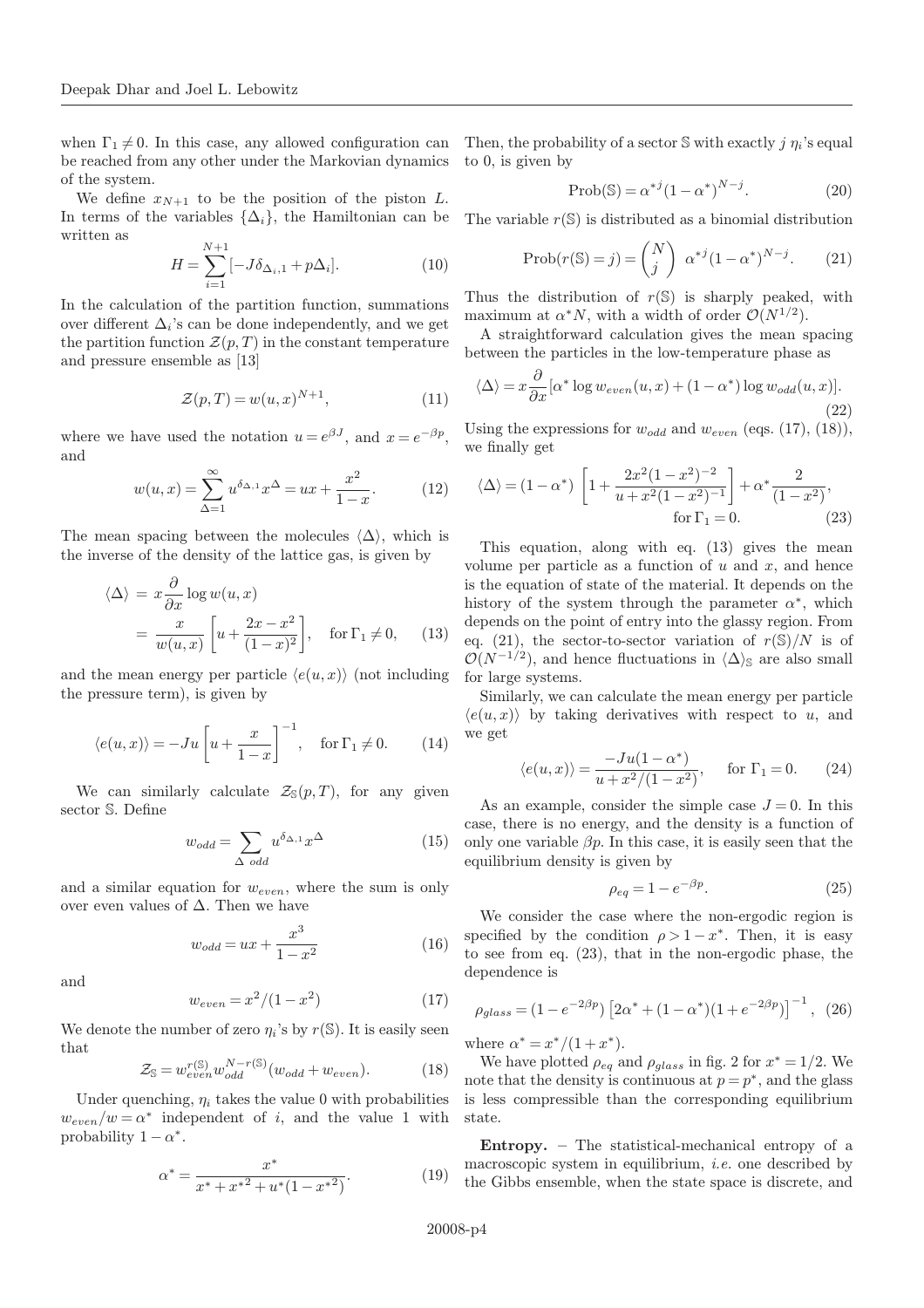when $\Gamma_1 \neq 0$. In this case, any allowed configuration can be reached from any other under the Markovian dynamics of the system.

We define $x_{N+1}$ to be the position of the piston $L$. In terms of the variables $\{\Delta_i\}$, the Hamiltonian can be written as

$$H = \sum_{i=1}^{N+1} [-J\delta_{\Delta_i,1} + p\Delta_i]. \tag{10}$$

In the calculation of the partition function, summations over different $\Delta_i$'s can be done independently, and we get the partition function $\mathcal{Z}(p,T)$ in the constant temperature and pressure ensemble as [13]

$$\mathcal{Z}(p,T) = w(u,x)^{N+1}, \tag{11}$$

where we have used the notation $u = e^{\beta J}$, and $x = e^{-\beta p}$, and

$$w(u,x) = \sum_{\Delta=1}^{\infty} u^{\delta_{\Delta,1}} x^{\Delta} = ux + \frac{x^2}{1-x}. \tag{12}$$

The mean spacing between the molecules $\langle \Delta \rangle$, which is the inverse of the density of the lattice gas, is given by

$$\begin{aligned}\langle \Delta \rangle &= x\frac{\partial}{\partial x} \log w(u,x) \\ &= \frac{x}{w(u,x)} \left[ u + \frac{2x - x^2}{(1-x)^2} \right], \quad \text{for } \Gamma_1 \neq 0, \end{aligned} \tag{13}$$

and the mean energy per particle $\langle e(u,x) \rangle$ (not including the pressure term), is given by

$$\langle e(u,x) \rangle = -Ju \left[ u + \frac{x}{1-x} \right]^{-1}, \quad \text{for } \Gamma_1 \neq 0. \tag{14}$$

We can similarly calculate $\mathcal{Z}_{\mathbb{S}}(p,T)$, for any given sector $\mathbb{S}$. Define

$$w_{odd} = \sum_{\Delta \ odd} u^{\delta_{\Delta,1}} x^{\Delta} \tag{15}$$

and a similar equation for $w_{even}$, where the sum is only over even values of $\Delta$. Then we have

$$w_{odd} = ux + \frac{x^3}{1-x^2} \tag{16}$$

and

$$w_{even} = x^2/(1-x^2) \tag{17}$$

We denote the number of zero $\eta_i$'s by $r(\mathbb{S})$. It is easily seen that

$$\mathcal{Z}_{\mathbb{S}} = w_{even}^{r(\mathbb{S})} w_{odd}^{N-r(\mathbb{S})} (w_{odd} + w_{even}). \tag{18}$$

Under quenching, $\eta_i$ takes the value 0 with probabilities $w_{even}/w = \alpha^*$ independent of $i$, and the value 1 with probability $1-\alpha^*$.

$$\alpha^* = \frac{x^*}{x^* + {x^*}^2 + u^*(1-{x^*}^2)}. \tag{19}$$

Then, the probability of a sector $\mathbb{S}$ with exactly $j$ $\eta_i$'s equal to 0, is given by

$$\text{Prob}(\mathbb{S}) = {\alpha^*}^j (1-\alpha^*)^{N-j}. \tag{20}$$

The variable $r(\mathbb{S})$ is distributed as a binomial distribution

$$\text{Prob}(r(\mathbb{S}) = j) = \binom{N}{j} \ {\alpha^*}^j (1-\alpha^*)^{N-j}. \tag{21}$$

Thus the distribution of $r(\mathbb{S})$ is sharply peaked, with maximum at $\alpha^* N$, with a width of order $\mathcal{O}(N^{1/2})$.

A straightforward calculation gives the mean spacing between the particles in the low-temperature phase as

$$\langle \Delta \rangle = x\frac{\partial}{\partial x} [\alpha^* \log w_{even}(u,x) + (1-\alpha^*) \log w_{odd}(u,x)]. \tag{22}$$

Using the expressions for $w_{odd}$ and $w_{even}$ (eqs. (17), (18)), we finally get

$$\langle \Delta \rangle = (1-\alpha^*) \left[ 1 + \frac{2x^2(1-x^2)^{-2}}{u + x^2(1-x^2)^{-1}} \right] + \alpha^* \frac{2}{(1-x^2)}, \quad \text{for } \Gamma_1 = 0. \tag{23}$$

This equation, along with eq. (13) gives the mean volume per particle as a function of $u$ and $x$, and hence is the equation of state of the material. It depends on the history of the system through the parameter $\alpha^*$, which depends on the point of entry into the glassy region. From eq. (21), the sector-to-sector variation of $r(\mathbb{S})/N$ is of $\mathcal{O}(N^{-1/2})$, and hence fluctuations in $\langle \Delta \rangle_{\mathbb{S}}$ are also small for large systems.

Similarly, we can calculate the mean energy per particle $\langle e(u,x) \rangle$ by taking derivatives with respect to $u$, and we get

$$\langle e(u,x) \rangle = \frac{-Ju(1-\alpha^*)}{u + x^2/(1-x^2)}, \quad \text{for } \Gamma_1 = 0. \tag{24}$$

As an example, consider the simple case $J = 0$. In this case, there is no energy, and the density is a function of only one variable $\beta p$. In this case, it is easily seen that the equilibrium density is given by

$$\rho_{eq} = 1 - e^{-\beta p}. \tag{25}$$

We consider the case where the non-ergodic region is specified by the condition $\rho > 1 - x^*$. Then, it is easy to see from eq. (23), that in the non-ergodic phase, the dependence is

$$\rho_{glass} = (1 - e^{-2\beta p}) \left[ 2\alpha^* + (1-\alpha^*)(1 + e^{-2\beta p}) \right]^{-1}, \tag{26}$$

where $\alpha^* = x^*/(1+x^*)$.

We have plotted $\rho_{eq}$ and $\rho_{glass}$ in fig. 2 for $x^* = 1/2$. We note that the density is continuous at $p = p^*$, and the glass is less compressible than the corresponding equilibrium state.

**Entropy.** – The statistical-mechanical entropy of a macroscopic system in equilibrium, *i.e.* one described by the Gibbs ensemble, when the state space is discrete, and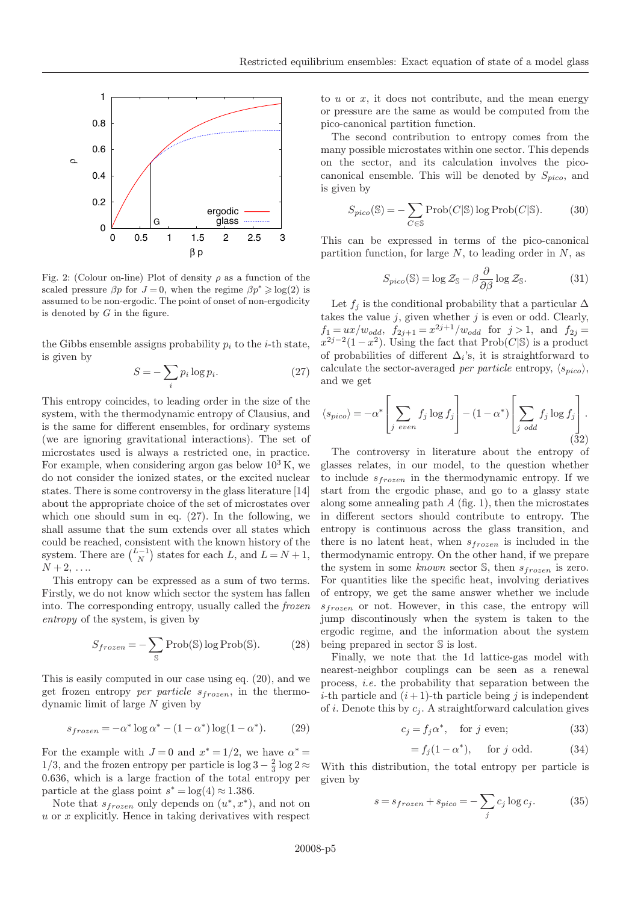Fig. 2: (Colour on-line) Plot of density $\rho$ as a function of the scaled pressure $\beta p$ for $J = 0$, when the regime $\beta p^* \geqslant \log(2)$ is assumed to be non-ergodic. The point of onset of non-ergodicity is denoted by $G$ in the figure.

the Gibbs ensemble assigns probability $p_i$ to the $i$-th state, is given by

$$S = -\sum_i p_i \log p_i. \tag{27}$$

This entropy coincides, to leading order in the size of the system, with the thermodynamic entropy of Clausius, and is the same for different ensembles, for ordinary systems (we are ignoring gravitational interactions). The set of microstates used is always a restricted one, in practice. For example, when considering argon gas below $10^3$ K, we do not consider the ionized states, or the excited nuclear states. There is some controversy in the glass literature [14] about the appropriate choice of the set of microstates over which one should sum in eq. (27). In the following, we shall assume that the sum extends over all states which could be reached, consistent with the known history of the system. There are $\binom{L-1}{N}$ states for each $L$, and $L = N+1$, $N+2, \ldots$.

This entropy can be expressed as a sum of two terms. Firstly, we do not know which sector the system has fallen into. The corresponding entropy, usually called the *frozen entropy* of the system, is given by

$$S_{frozen} = -\sum_{\mathbb{S}} \text{Prob}(\mathbb{S}) \log \text{Prob}(\mathbb{S}). \tag{28}$$

This is easily computed in our case using eq. (20), and we get frozen entropy *per particle* $s_{frozen}$, in the thermodynamic limit of large $N$ given by

$$s_{frozen} = -\alpha^* \log \alpha^* - (1-\alpha^*)\log(1-\alpha^*). \tag{29}$$

For the example with $J = 0$ and $x^* = 1/2$, we have $\alpha^* = 1/3$, and the frozen entropy per particle is $\log 3 - \frac{2}{3}\log 2 \approx 0.636$, which is a large fraction of the total entropy per particle at the glass point $s^* = \log(4) \approx 1.386$.

Note that $s_{frozen}$ only depends on $(u^*, x^*)$, and not on $u$ or $x$ explicitly. Hence in taking derivatives with respect to $u$ or $x$, it does not contribute, and the mean energy or pressure are the same as would be computed from the pico-canonical partition function.

The second contribution to entropy comes from the many possible microstates within one sector. This depends on the sector, and its calculation involves the pico-canonical ensemble. This will be denoted by $S_{pico}$, and is given by

$$S_{pico}(\mathbb{S}) = -\sum_{C \in \mathbb{S}} \text{Prob}(C|\mathbb{S}) \log \text{Prob}(C|\mathbb{S}). \tag{30}$$

This can be expressed in terms of the pico-canonical partition function, for large $N$, to leading order in $N$, as

$$S_{pico}(\mathbb{S}) = \log \mathcal{Z}_{\mathbb{S}} - \beta \frac{\partial}{\partial \beta} \log \mathcal{Z}_{\mathbb{S}}. \tag{31}$$

Let $f_j$ is the conditional probability that a particular $\Delta$ takes the value $j$, given whether $j$ is even or odd. Clearly, $f_1 = ux/w_{odd}$, $f_{2j+1} = x^{2j+1}/w_{odd}$ for $j > 1$, and $f_{2j} = x^{2j-2}(1-x^2)$. Using the fact that $\text{Prob}(C|\mathbb{S})$ is a product of probabilities of different $\Delta_i$'s, it is straightforward to calculate the sector-averaged *per particle* entropy, $\langle s_{pico} \rangle$, and we get

$$\langle s_{pico} \rangle = -\alpha^* \left[ \sum_{j\ even} f_j \log f_j \right] - (1-\alpha^*) \left[ \sum_{j\ odd} f_j \log f_j \right]. \tag{32}$$

The controversy in literature about the entropy of glasses relates, in our model, to the question whether to include $s_{frozen}$ in the thermodynamic entropy. If we start from the ergodic phase, and go to a glassy state along some annealing path $A$ (fig. 1), then the microstates in different sectors should contribute to entropy. The entropy is continuous across the glass transition, and there is no latent heat, when $s_{frozen}$ is included in the thermodynamic entropy. On the other hand, if we prepare the system in some *known* sector $\mathbb{S}$, then $s_{frozen}$ is zero. For quantities like the specific heat, involving deriatives of entropy, we get the same answer whether we include $s_{frozen}$ or not. However, in this case, the entropy will jump discontinuously when the system is taken to the ergodic regime, and the information about the system being prepared in sector $\mathbb{S}$ is lost.

Finally, we note that the 1d lattice-gas model with nearest-neighbor couplings can be seen as a renewal process, *i.e.* the probability that separation between the $i$-th particle and $(i+1)$-th particle being $j$ is independent of $i$. Denote this by $c_j$. A straightforward calculation gives

$$c_j = f_j \alpha^*, \quad \text{for } j \text{ even}; \tag{33}$$

$$= f_j (1-\alpha^*), \quad \text{for } j \text{ odd}. \tag{34}$$

With this distribution, the total entropy per particle is given by

$$s = s_{frozen} + s_{pico} = -\sum_j c_j \log c_j. \tag{35}$$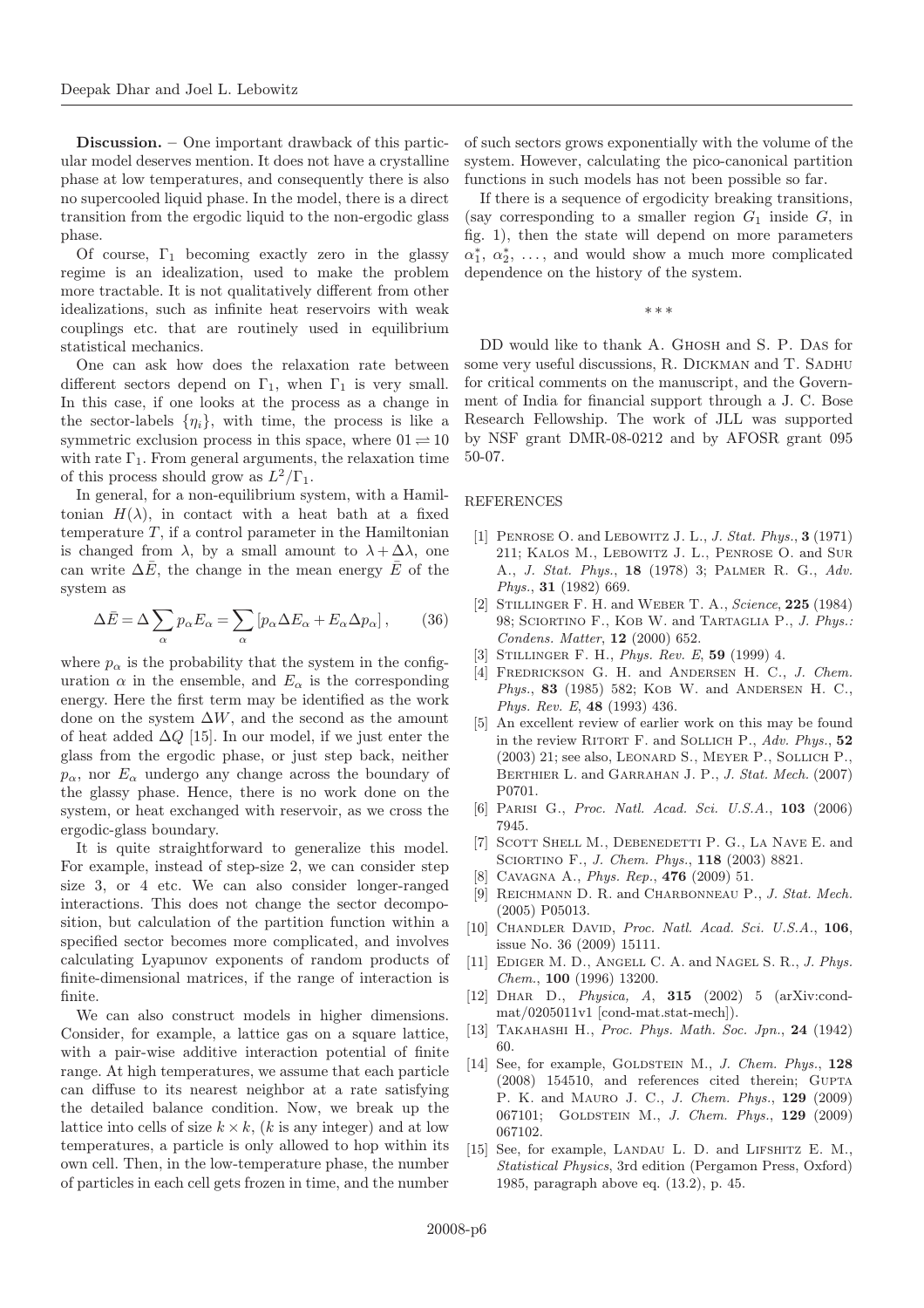**Discussion.** – One important drawback of this particular model deserves mention. It does not have a crystalline phase at low temperatures, and consequently there is also no supercooled liquid phase. In the model, there is a direct transition from the ergodic liquid to the non-ergodic glass phase.

Of course, $\Gamma_1$ becoming exactly zero in the glassy regime is an idealization, used to make the problem more tractable. It is not qualitatively different from other idealizations, such as infinite heat reservoirs with weak couplings etc. that are routinely used in equilibrium statistical mechanics.

One can ask how does the relaxation rate between different sectors depend on $\Gamma_1$, when $\Gamma_1$ is very small. In this case, if one looks at the process as a change in the sector-labels $\{\eta_i\}$, with time, the process is like a symmetric exclusion process in this space, where $01 \rightleftharpoons 10$ with rate $\Gamma_1$. From general arguments, the relaxation time of this process should grow as $L^2/\Gamma_1$.

In general, for a non-equilibrium system, with a Hamiltonian $H(\lambda)$, in contact with a heat bath at a fixed temperature $T$, if a control parameter in the Hamiltonian is changed from $\lambda$, by a small amount to $\lambda + \Delta\lambda$, one can write $\Delta \bar{E}$, the change in the mean energy $\bar{E}$ of the system as

$$\Delta \bar{E} = \Delta \sum_\alpha p_\alpha E_\alpha = \sum_\alpha \left[ p_\alpha \Delta E_\alpha + E_\alpha \Delta p_\alpha \right], \qquad (36)$$

where $p_\alpha$ is the probability that the system in the configuration $\alpha$ in the ensemble, and $E_\alpha$ is the corresponding energy. Here the first term may be identified as the work done on the system $\Delta W$, and the second as the amount of heat added $\Delta Q$ [15]. In our model, if we just enter the glass from the ergodic phase, or just step back, neither $p_\alpha$, nor $E_\alpha$ undergo any change across the boundary of the glassy phase. Hence, there is no work done on the system, or heat exchanged with reservoir, as we cross the ergodic-glass boundary.

It is quite straightforward to generalize this model. For example, instead of step-size 2, we can consider step size 3, or 4 etc. We can also consider longer-ranged interactions. This does not change the sector decomposition, but calculation of the partition function within a specified sector becomes more complicated, and involves calculating Lyapunov exponents of random products of finite-dimensional matrices, if the range of interaction is finite.

We can also construct models in higher dimensions. Consider, for example, a lattice gas on a square lattice, with a pair-wise additive interaction potential of finite range. At high temperatures, we assume that each particle can diffuse to its nearest neighbor at a rate satisfying the detailed balance condition. Now, we break up the lattice into cells of size $k \times k$, ($k$ is any integer) and at low temperatures, a particle is only allowed to hop within its own cell. Then, in the low-temperature phase, the number of particles in each cell gets frozen in time, and the number of such sectors grows exponentially with the volume of the system. However, calculating the pico-canonical partition functions in such models has not been possible so far.

If there is a sequence of ergodicity breaking transitions, (say corresponding to a smaller region $G_1$ inside $G$, in fig. 1), then the state will depend on more parameters $\alpha_1^*$, $\alpha_2^*$, ..., and would show a much more complicated dependence on the history of the system.

\* \* \*

DD would like to thank A. Ghosh and S. P. Das for some very useful discussions, R. Dickman and T. Sadhu for critical comments on the manuscript, and the Government of India for financial support through a J. C. Bose Research Fellowship. The work of JLL was supported by NSF grant DMR-08-0212 and by AFOSR grant 095 50-07.

REFERENCES

[1] Penrose O. and Lebowitz J. L., *J. Stat. Phys.*, **3** (1971) 211; Kalos M., Lebowitz J. L., Penrose O. and Sur A., *J. Stat. Phys.*, **18** (1978) 3; Palmer R. G., *Adv. Phys.*, **31** (1982) 669.

[2] Stillinger F. H. and Weber T. A., *Science*, **225** (1984) 98; Sciortino F., Kob W. and Tartaglia P., *J. Phys.: Condens. Matter*, **12** (2000) 652.

[3] Stillinger F. H., *Phys. Rev. E*, **59** (1999) 4.

[4] Fredrickson G. H. and Andersen H. C., *J. Chem. Phys.*, **83** (1985) 582; Kob W. and Andersen H. C., *Phys. Rev. E*, **48** (1993) 436.

[5] An excellent review of earlier work on this may be found in the review Ritort F. and Sollich P., *Adv. Phys.*, **52** (2003) 21; see also, Leonard S., Meyer P., Sollich P., Berthier L. and Garrahan J. P., *J. Stat. Mech.* (2007) P0701.

[6] Parisi G., *Proc. Natl. Acad. Sci. U.S.A.*, **103** (2006) 7945.

[7] Scott Shell M., Debenedetti P. G., La Nave E. and Sciortino F., *J. Chem. Phys.*, **118** (2003) 8821.

[8] Cavagna A., *Phys. Rep.*, **476** (2009) 51.

[9] Reichmann D. R. and Charbonneau P., *J. Stat. Mech.* (2005) P05013.

[10] Chandler David, *Proc. Natl. Acad. Sci. U.S.A.*, **106**, issue No. 36 (2009) 15111.

[11] Ediger M. D., Angell C. A. and Nagel S. R., *J. Phys. Chem.*, **100** (1996) 13200.

[12] Dhar D., *Physica, A*, **315** (2002) 5 (arXiv:cond-mat/0205011v1 [cond-mat.stat-mech]).

[13] Takahashi H., *Proc. Phys. Math. Soc. Jpn.*, **24** (1942) 60.

[14] See, for example, Goldstein M., *J. Chem. Phys.*, **128** (2008) 154510, and references cited therein; Gupta P. K. and Mauro J. C., *J. Chem. Phys.*, **129** (2009) 067101; Goldstein M., *J. Chem. Phys.*, **129** (2009) 067102.

[15] See, for example, Landau L. D. and Lifshitz E. M., *Statistical Physics*, 3rd edition (Pergamon Press, Oxford) 1985, paragraph above eq. (13.2), p. 45.